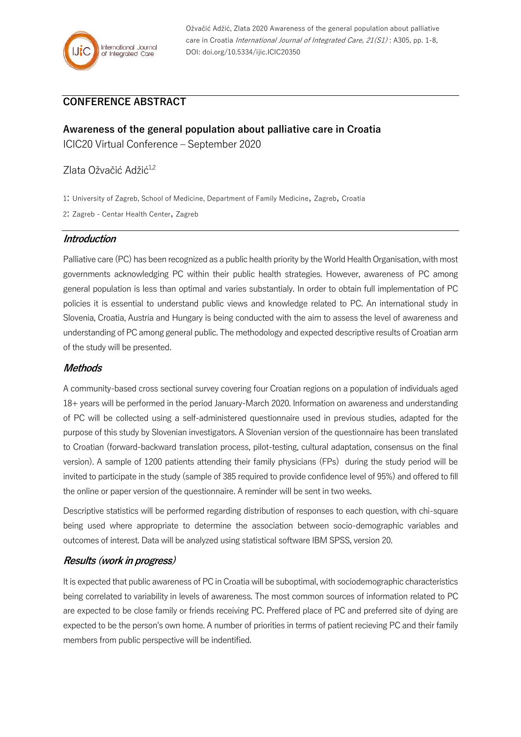## CONFERENCE ABSTRACT

# Awareness of the general population about palliative care in Croatia

ICIC20 Virtual Conference – September 2020

Zlata Ožvačić Adžić[1,2]

1: University of Zagreb, School of Medicine, Department of Family Medicine, Zagreb, Croatia

2: Zagreb - Centar Health Center, Zagreb

### *Introduction*

Palliative care (PC) has been recognized as a public health priority by the World Health Organisation, with most governments acknowledging PC within their public health strategies. However, awareness of PC among general population is less than optimal and varies substantialy. In order to obtain full implementation of PC policies it is essential to understand public views and knowledge related to PC. An international study in Slovenia, Croatia, Austria and Hungary is being conducted with the aim to assess the level of awareness and understanding of PC among general public. The methodology and expected descriptive results of Croatian arm of the study will be presented.

### *Methods*

A community-based cross sectional survey covering four Croatian regions on a population of individuals aged 18+ years will be performed in the period January-March 2020. Information on awareness and understanding of PC will be collected using a self-administered questionnaire used in previous studies, adapted for the purpose of this study by Slovenian investigators. A Slovenian version of the questionnaire has been translated to Croatian (forward-backward translation process, pilot-testing, cultural adaptation, consensus on the final version). A sample of 1200 patients attending their family physicians (FPs) during the study period will be invited to participate in the study (sample of 385 required to provide confidence level of 95%) and offered to fill the online or paper version of the questionnaire. A reminder will be sent in two weeks.

Descriptive statistics will be performed regarding distribution of responses to each question, with chi-square being used where appropriate to determine the association between socio-demographic variables and outcomes of interest. Data will be analyzed using statistical software IBM SPSS, version 20.

### *Results (work in progress)*

It is expected that public awareness of PC in Croatia will be suboptimal, with sociodemographic characteristics being correlated to variability in levels of awareness. The most common sources of information related to PC are expected to be close family or friends receiving PC. Preffered place of PC and preferred site of dying are expected to be the person's own home. A number of priorities in terms of patient recieving PC and their family members from public perspective will be indentified.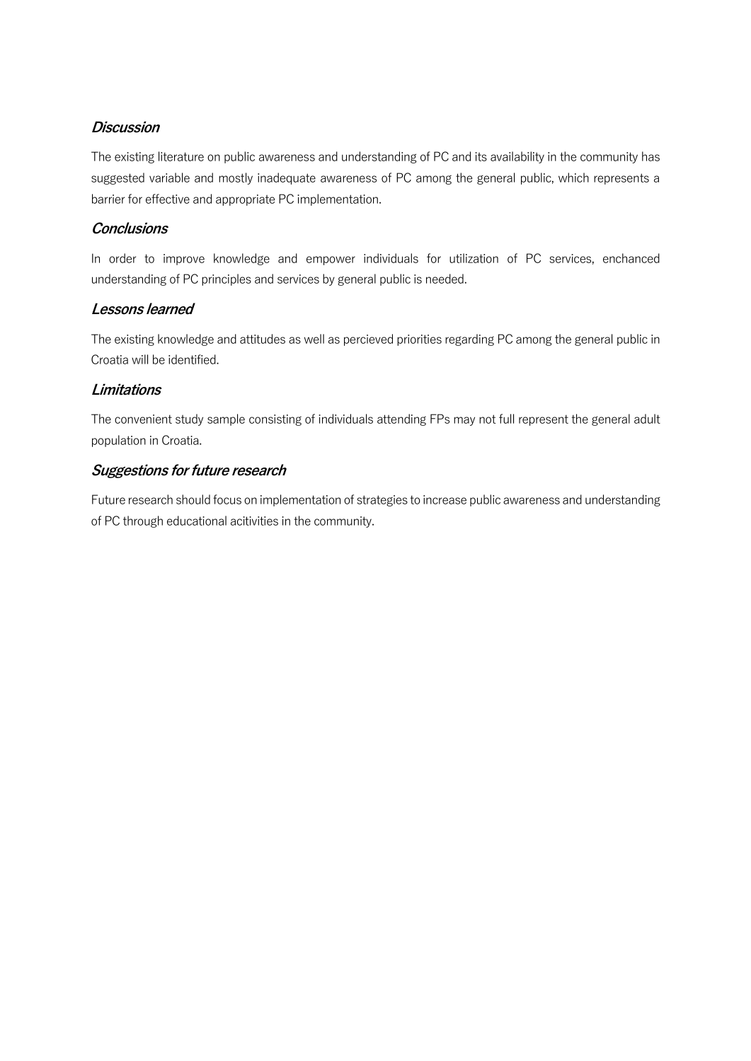### *Discussion*

The existing literature on public awareness and understanding of PC and its availability in the community has suggested variable and mostly inadequate awareness of PC among the general public, which represents a barrier for effective and appropriate PC implementation.

### *Conclusions*

In order to improve knowledge and empower individuals for utilization of PC services, enchanced understanding of PC principles and services by general public is needed.

### *Lessons learned*

The existing knowledge and attitudes as well as percieved priorities regarding PC among the general public in Croatia will be identified.

### *Limitations*

The convenient study sample consisting of individuals attending FPs may not full represent the general adult population in Croatia.

### *Suggestions for future research*

Future research should focus on implementation of strategies to increase public awareness and understanding of PC through educational acitivities in the community.